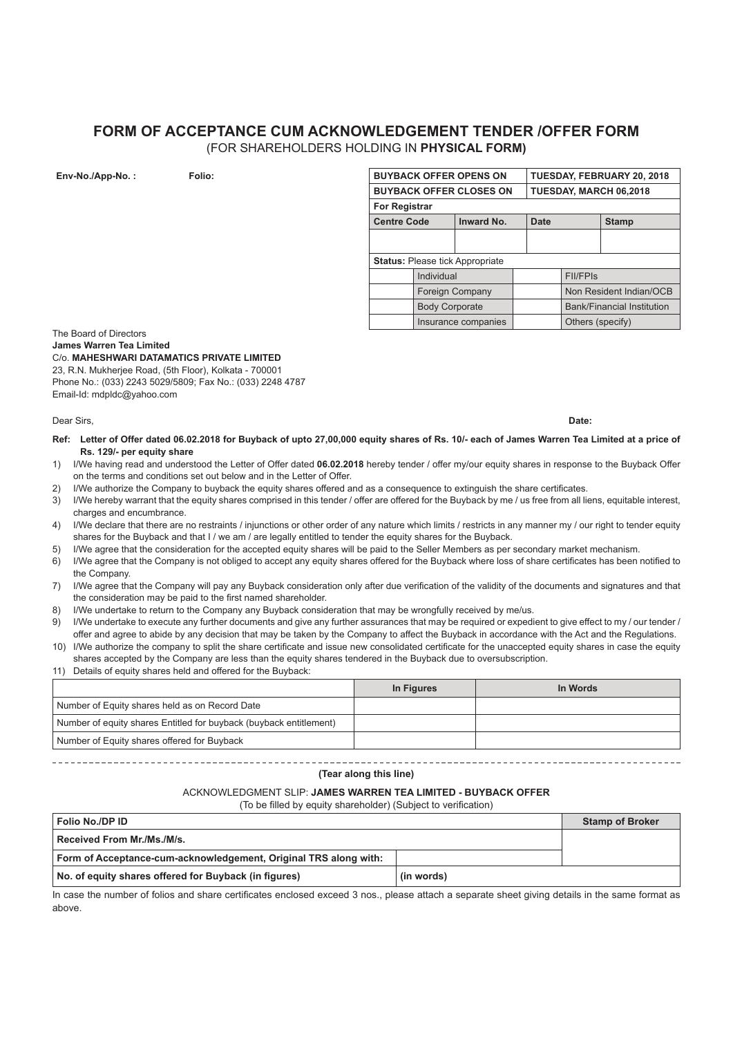# FORM OF ACCEPTANCE CUM ACKNOWLEDGEMENT TENDER /OFFER FORM

(FOR SHAREHOLDERS HOLDING IN **PHYSICAL FORM)**

**Env-No./App-No. :** **Folio:**

| BUYBACK OFFER OPENS ON | | TUESDAY, FEBRUARY 20, 2018 | |
|---|---|---|---|
| **BUYBACK OFFER CLOSES ON** | | **TUESDAY, MARCH 06,2018** | |
| **For Registrar** | | | |
| **Centre Code** | **Inward No.** | **Date** | **Stamp** |
| | | | |

| **Status:** Please tick Appropriate | | | |
|---|---|---|---|
| | Individual | | FII/FPIs |
| | Foreign Company | | Non Resident Indian/OCB |
| | Body Corporate | | Bank/Financial Institution |
| | Insurance companies | | Others (specify) |

The Board of Directors
**James Warren Tea Limited**
C/o. **MAHESHWARI DATAMATICS PRIVATE LIMITED**
23, R.N. Mukherjee Road, (5th Floor), Kolkata - 700001
Phone No.: (033) 2243 5029/5809; Fax No.: (033) 2248 4787
Email-Id: mdpldc@yahoo.com

Dear Sirs, **Date:**

**Ref: Letter of Offer dated 06.02.2018 for Buyback of upto 27,00,000 equity shares of Rs. 10/- each of James Warren Tea Limited at a price of Rs. 129/- per equity share**

1) I/We having read and understood the Letter of Offer dated **06.02.2018** hereby tender / offer my/our equity shares in response to the Buyback Offer on the terms and conditions set out below and in the Letter of Offer.
2) I/We authorize the Company to buyback the equity shares offered and as a consequence to extinguish the share certificates.
3) I/We hereby warrant that the equity shares comprised in this tender / offer are offered for the Buyback by me / us free from all liens, equitable interest, charges and encumbrance.
4) I/We declare that there are no restraints / injunctions or other order of any nature which limits / restricts in any manner my / our right to tender equity shares for the Buyback and that I / we am / are legally entitled to tender the equity shares for the Buyback.
5) I/We agree that the consideration for the accepted equity shares will be paid to the Seller Members as per secondary market mechanism.
6) I/We agree that the Company is not obliged to accept any equity shares offered for the Buyback where loss of share certificates has been notified to the Company.
7) I/We agree that the Company will pay any Buyback consideration only after due verification of the validity of the documents and signatures and that the consideration may be paid to the first named shareholder.
8) I/We undertake to return to the Company any Buyback consideration that may be wrongfully received by me/us.
9) I/We undertake to execute any further documents and give any further assurances that may be required or expedient to give effect to my / our tender / offer and agree to abide by any decision that may be taken by the Company to affect the Buyback in accordance with the Act and the Regulations.
10) I/We authorize the company to split the share certificate and issue new consolidated certificate for the unaccepted equity shares in case the equity shares accepted by the Company are less than the equity shares tendered in the Buyback due to oversubscription.
11) Details of equity shares held and offered for the Buyback:

| | In Figures | In Words |
|---|---|---|
| Number of Equity shares held as on Record Date | | |
| Number of equity shares Entitled for buyback (buyback entitlement) | | |
| Number of Equity shares offered for Buyback | | |

**(Tear along this line)**

ACKNOWLEDGMENT SLIP: **JAMES WARREN TEA LIMITED - BUYBACK OFFER**

(To be filled by equity shareholder) (Subject to verification)

| Folio No./DP ID | | Stamp of Broker |
|---|---|---|
| **Received From Mr./Ms./M/s.** | | |
| **Form of Acceptance-cum-acknowledgement, Original TRS along with:** | | |
| **No. of equity shares offered for Buyback (in figures)** | **(in words)** | |

In case the number of folios and share certificates enclosed exceed 3 nos., please attach a separate sheet giving details in the same format as above.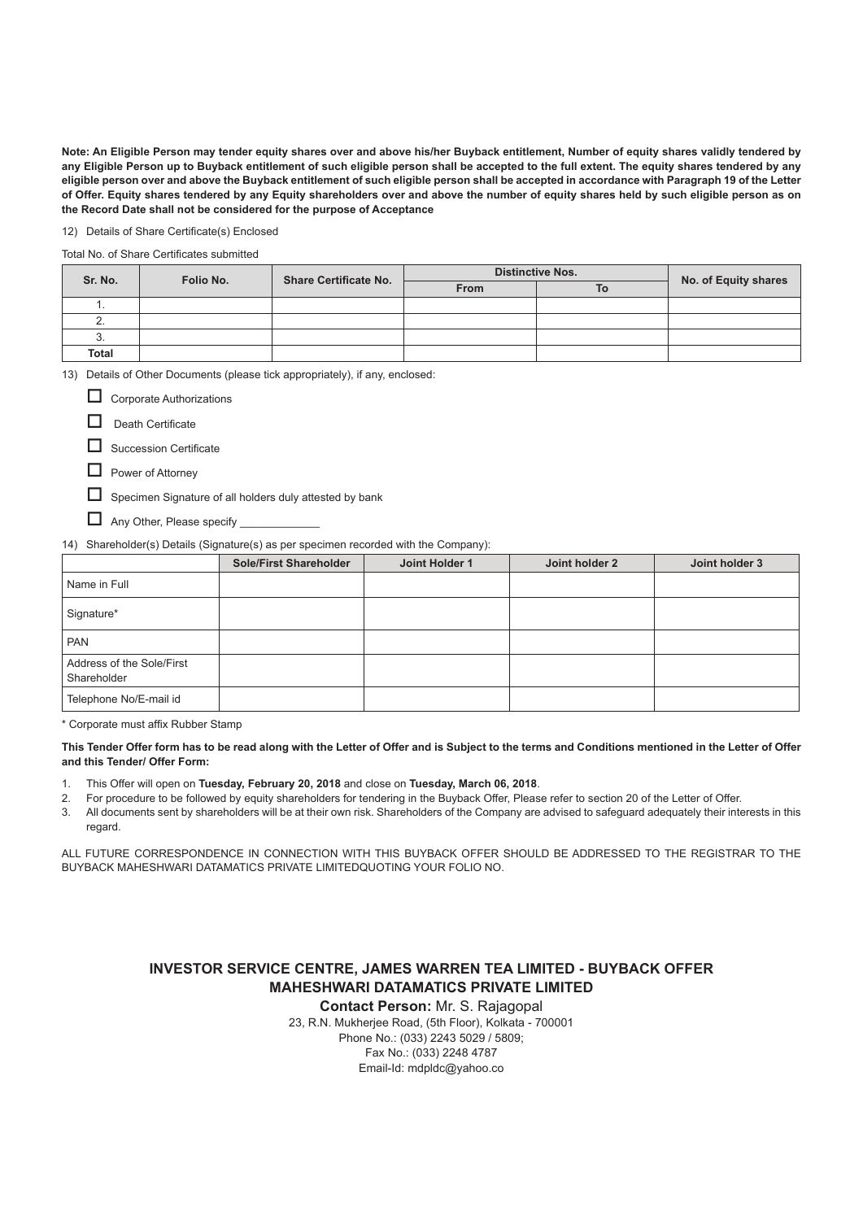**Note: An Eligible Person may tender equity shares over and above his/her Buyback entitlement, Number of equity shares validly tendered by any Eligible Person up to Buyback entitlement of such eligible person shall be accepted to the full extent. The equity shares tendered by any eligible person over and above the Buyback entitlement of such eligible person shall be accepted in accordance with Paragraph 19 of the Letter of Offer. Equity shares tendered by any Equity shareholders over and above the number of equity shares held by such eligible person as on the Record Date shall not be considered for the purpose of Acceptance**

12) Details of Share Certificate(s) Enclosed

Total No. of Share Certificates submitted

| Sr. No. | Folio No. | Share Certificate No. | Distinctive Nos. | | No. of Equity shares |
|---|---|---|---|---|---|
| | | | From | To | |
| 1. | | | | | |
| 2. | | | | | |
| 3. | | | | | |
| Total | | | | | |

13) Details of Other Documents (please tick appropriately), if any, enclosed:

☐ Corporate Authorizations

☐ Death Certificate

☐ Succession Certificate

☐ Power of Attorney

☐ Specimen Signature of all holders duly attested by bank

☐ Any Other, Please specify _____________

14) Shareholder(s) Details (Signature(s) as per specimen recorded with the Company):

| | Sole/First Shareholder | Joint Holder 1 | Joint holder 2 | Joint holder 3 |
|---|---|---|---|---|
| Name in Full | | | | |
| Signature* | | | | |
| PAN | | | | |
| Address of the Sole/First Shareholder | | | | |
| Telephone No/E-mail id | | | | |

* Corporate must affix Rubber Stamp

**This Tender Offer form has to be read along with the Letter of Offer and is Subject to the terms and Conditions mentioned in the Letter of Offer and this Tender/ Offer Form:**

1. This Offer will open on **Tuesday, February 20, 2018** and close on **Tuesday, March 06, 2018**.
2. For procedure to be followed by equity shareholders for tendering in the Buyback Offer, Please refer to section 20 of the Letter of Offer.
3. All documents sent by shareholders will be at their own risk. Shareholders of the Company are advised to safeguard adequately their interests in this regard.

ALL FUTURE CORRESPONDENCE IN CONNECTION WITH THIS BUYBACK OFFER SHOULD BE ADDRESSED TO THE REGISTRAR TO THE BUYBACK MAHESHWARI DATAMATICS PRIVATE LIMITEDQUOTING YOUR FOLIO NO.

**INVESTOR SERVICE CENTRE, JAMES WARREN TEA LIMITED - BUYBACK OFFER**
**MAHESHWARI DATAMATICS PRIVATE LIMITED**

**Contact Person:** Mr. S. Rajagopal
23, R.N. Mukherjee Road, (5th Floor), Kolkata - 700001
Phone No.: (033) 2243 5029 / 5809;
Fax No.: (033) 2248 4787
Email-Id: mdpldc@yahoo.co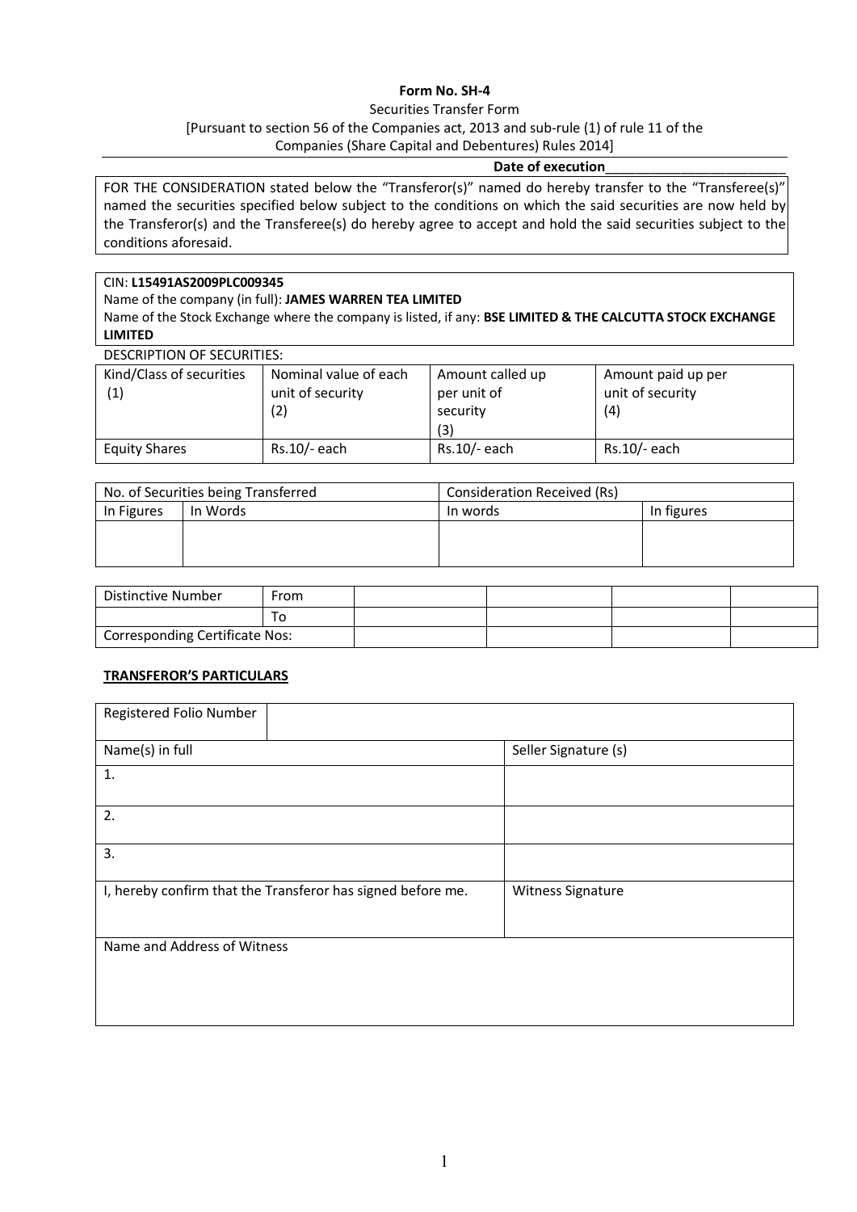**Form No. SH-4**

Securities Transfer Form

[Pursuant to section 56 of the Companies act, 2013 and sub-rule (1) of rule 11 of the Companies (Share Capital and Debentures) Rules 2014]

**Date of execution**________________________

FOR THE CONSIDERATION stated below the "Transferor(s)" named do hereby transfer to the "Transferee(s)" named the securities specified below subject to the conditions on which the said securities are now held by the Transferor(s) and the Transferee(s) do hereby agree to accept and hold the said securities subject to the conditions aforesaid.

CIN: **L15491AS2009PLC009345**

Name of the company (in full): **JAMES WARREN TEA LIMITED**

Name of the Stock Exchange where the company is listed, if any: **BSE LIMITED & THE CALCUTTA STOCK EXCHANGE LIMITED**

DESCRIPTION OF SECURITIES:

| Kind/Class of securities (1) | Nominal value of each unit of security (2) | Amount called up per unit of security (3) | Amount paid up per unit of security (4) |
|---|---|---|---|
| Equity Shares | Rs.10/- each | Rs.10/- each | Rs.10/- each |

| No. of Securities being Transferred | | Consideration Received (Rs) | |
|---|---|---|---|
| In Figures | In Words | In words | In figures |
| | | | |

| Distinctive Number | From | | | | |
|---|---|---|---|---|---|
| | To | | | | |
| Corresponding Certificate Nos: | | | | | |

**TRANSFEROR'S PARTICULARS**

| Registered Folio Number | |
|---|---|
| Name(s) in full | Seller Signature (s) |
| 1. | |
| 2. | |
| 3. | |
| I, hereby confirm that the Transferor has signed before me. | Witness Signature |
| Name and Address of Witness | |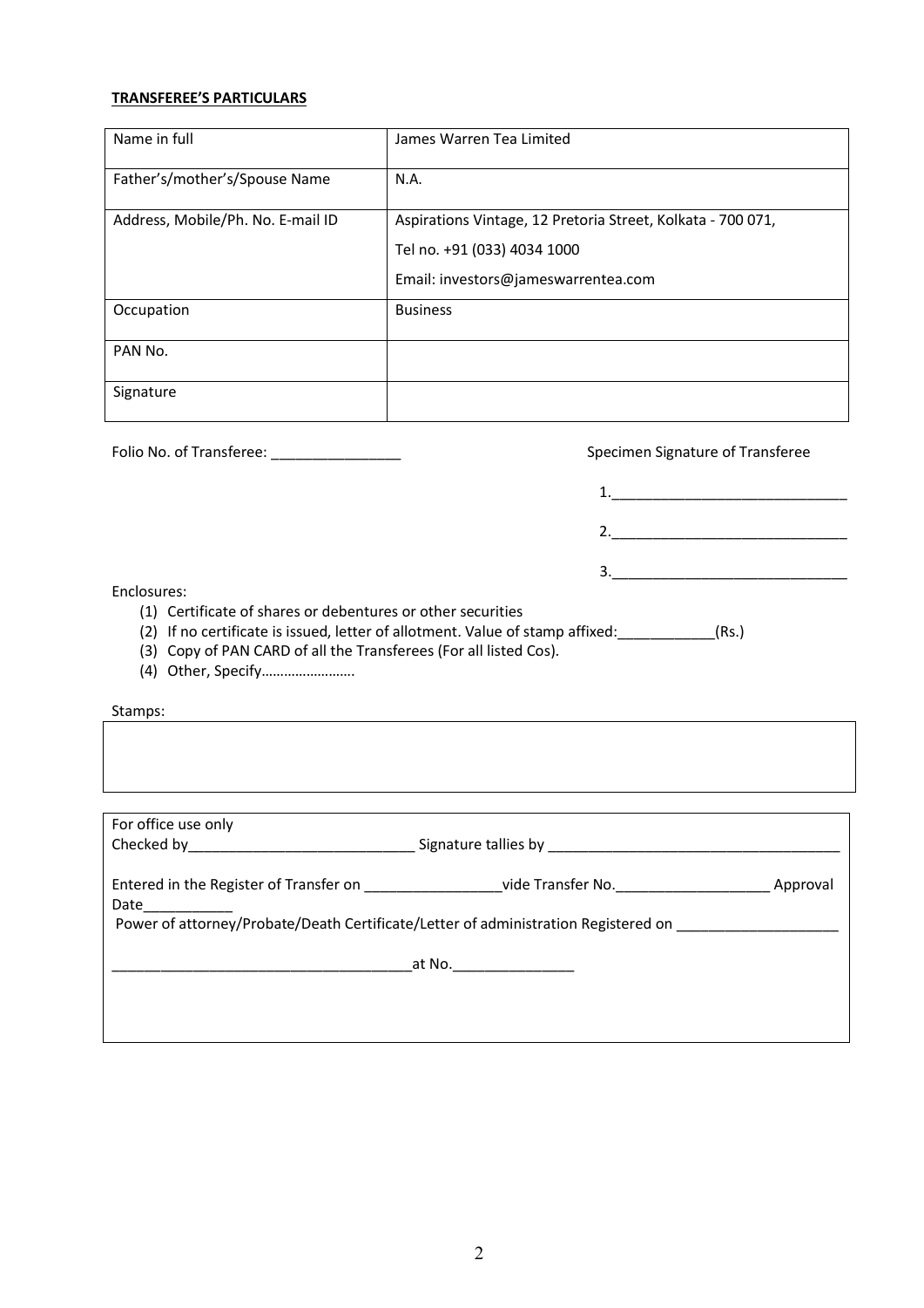**TRANSFEREE'S PARTICULARS**

| | |
|---|---|
| Name in full | James Warren Tea Limited |
| Father's/mother's/Spouse Name | N.A. |
| Address, Mobile/Ph. No. E-mail ID | Aspirations Vintage, 12 Pretoria Street, Kolkata - 700 071,<br>Tel no. +91 (033) 4034 1000<br>Email: investors@jameswarrentea.com |
| Occupation | Business |
| PAN No. | |
| Signature | |

Folio No. of Transferee: ________________

Specimen Signature of Transferee

1.____________________________

2.____________________________

3.____________________________

Enclosures:

(1) Certificate of shares or debentures or other securities
(2) If no certificate is issued, letter of allotment. Value of stamp affixed:____________(Rs.)
(3) Copy of PAN CARD of all the Transferees (For all listed Cos).
(4) Other, Specify……………………

Stamps:

For office use only

Checked by____________________________ Signature tallies by ____________________________________

Entered in the Register of Transfer on _________________vide Transfer No.___________________ Approval Date___________

Power of attorney/Probate/Death Certificate/Letter of administration Registered on ____________________

____________________________________at No._______________